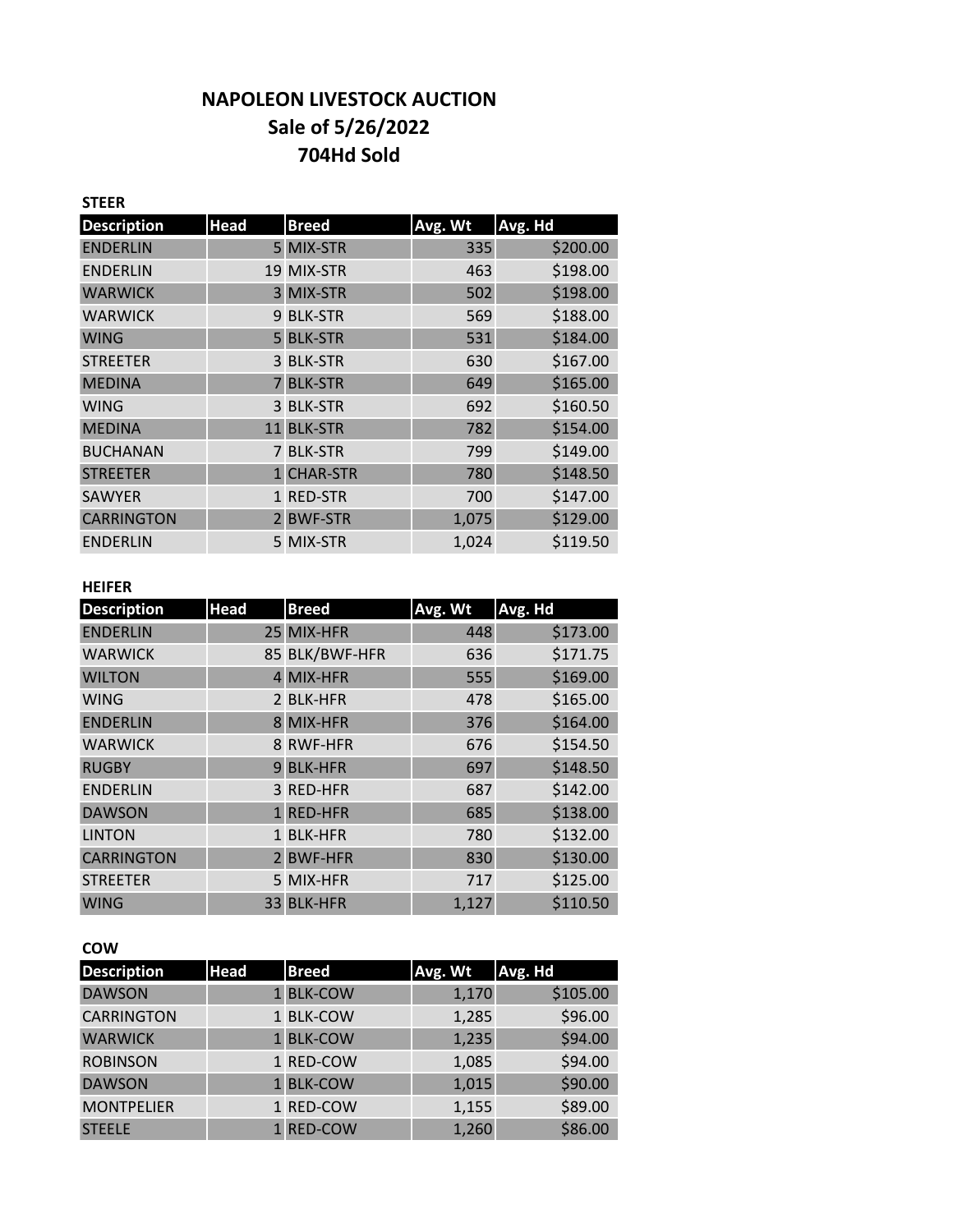# NAPOLEON LIVESTOCK AUCTION
## Sale of 5/26/2022
## 704Hd Sold

**STEER**

| Description | Head | Breed | Avg. Wt | Avg. Hd |
|---|---|---|---|---|
| ENDERLIN | 5 | MIX-STR | 335 | $200.00 |
| ENDERLIN | 19 | MIX-STR | 463 | $198.00 |
| WARWICK | 3 | MIX-STR | 502 | $198.00 |
| WARWICK | 9 | BLK-STR | 569 | $188.00 |
| WING | 5 | BLK-STR | 531 | $184.00 |
| STREETER | 3 | BLK-STR | 630 | $167.00 |
| MEDINA | 7 | BLK-STR | 649 | $165.00 |
| WING | 3 | BLK-STR | 692 | $160.50 |
| MEDINA | 11 | BLK-STR | 782 | $154.00 |
| BUCHANAN | 7 | BLK-STR | 799 | $149.00 |
| STREETER | 1 | CHAR-STR | 780 | $148.50 |
| SAWYER | 1 | RED-STR | 700 | $147.00 |
| CARRINGTON | 2 | BWF-STR | 1,075 | $129.00 |
| ENDERLIN | 5 | MIX-STR | 1,024 | $119.50 |

**HEIFER**

| Description | Head | Breed | Avg. Wt | Avg. Hd |
|---|---|---|---|---|
| ENDERLIN | 25 | MIX-HFR | 448 | $173.00 |
| WARWICK | 85 | BLK/BWF-HFR | 636 | $171.75 |
| WILTON | 4 | MIX-HFR | 555 | $169.00 |
| WING | 2 | BLK-HFR | 478 | $165.00 |
| ENDERLIN | 8 | MIX-HFR | 376 | $164.00 |
| WARWICK | 8 | RWF-HFR | 676 | $154.50 |
| RUGBY | 9 | BLK-HFR | 697 | $148.50 |
| ENDERLIN | 3 | RED-HFR | 687 | $142.00 |
| DAWSON | 1 | RED-HFR | 685 | $138.00 |
| LINTON | 1 | BLK-HFR | 780 | $132.00 |
| CARRINGTON | 2 | BWF-HFR | 830 | $130.00 |
| STREETER | 5 | MIX-HFR | 717 | $125.00 |
| WING | 33 | BLK-HFR | 1,127 | $110.50 |

**COW**

| Description | Head | Breed | Avg. Wt | Avg. Hd |
|---|---|---|---|---|
| DAWSON | 1 | BLK-COW | 1,170 | $105.00 |
| CARRINGTON | 1 | BLK-COW | 1,285 | $96.00 |
| WARWICK | 1 | BLK-COW | 1,235 | $94.00 |
| ROBINSON | 1 | RED-COW | 1,085 | $94.00 |
| DAWSON | 1 | BLK-COW | 1,015 | $90.00 |
| MONTPELIER | 1 | RED-COW | 1,155 | $89.00 |
| STEELE | 1 | RED-COW | 1,260 | $86.00 |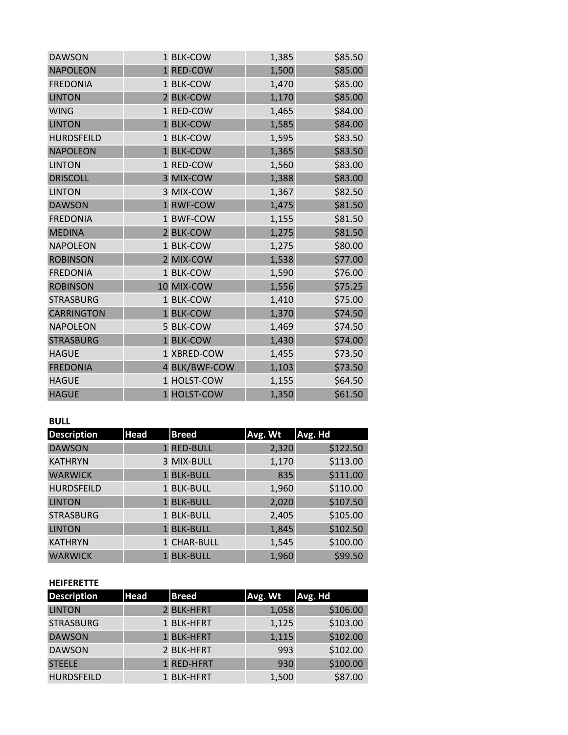| Description | Head | Breed | Avg. Wt | Avg. Hd |
|---|---|---|---|---|
| DAWSON | 1 | BLK-COW | 1,385 | $85.50 |
| NAPOLEON | 1 | RED-COW | 1,500 | $85.00 |
| FREDONIA | 1 | BLK-COW | 1,470 | $85.00 |
| LINTON | 2 | BLK-COW | 1,170 | $85.00 |
| WING | 1 | RED-COW | 1,465 | $84.00 |
| LINTON | 1 | BLK-COW | 1,585 | $84.00 |
| HURDSFEILD | 1 | BLK-COW | 1,595 | $83.50 |
| NAPOLEON | 1 | BLK-COW | 1,365 | $83.50 |
| LINTON | 1 | RED-COW | 1,560 | $83.00 |
| DRISCOLL | 3 | MIX-COW | 1,388 | $83.00 |
| LINTON | 3 | MIX-COW | 1,367 | $82.50 |
| DAWSON | 1 | RWF-COW | 1,475 | $81.50 |
| FREDONIA | 1 | BWF-COW | 1,155 | $81.50 |
| MEDINA | 2 | BLK-COW | 1,275 | $81.50 |
| NAPOLEON | 1 | BLK-COW | 1,275 | $80.00 |
| ROBINSON | 2 | MIX-COW | 1,538 | $77.00 |
| FREDONIA | 1 | BLK-COW | 1,590 | $76.00 |
| ROBINSON | 10 | MIX-COW | 1,556 | $75.25 |
| STRASBURG | 1 | BLK-COW | 1,410 | $75.00 |
| CARRINGTON | 1 | BLK-COW | 1,370 | $74.50 |
| NAPOLEON | 5 | BLK-COW | 1,469 | $74.50 |
| STRASBURG | 1 | BLK-COW | 1,430 | $74.00 |
| HAGUE | 1 | XBRED-COW | 1,455 | $73.50 |
| FREDONIA | 4 | BLK/BWF-COW | 1,103 | $73.50 |
| HAGUE | 1 | HOLST-COW | 1,155 | $64.50 |
| HAGUE | 1 | HOLST-COW | 1,350 | $61.50 |

**BULL**

| Description | Head | Breed | Avg. Wt | Avg. Hd |
|---|---|---|---|---|
| DAWSON | 1 | RED-BULL | 2,320 | $122.50 |
| KATHRYN | 3 | MIX-BULL | 1,170 | $113.00 |
| WARWICK | 1 | BLK-BULL | 835 | $111.00 |
| HURDSFEILD | 1 | BLK-BULL | 1,960 | $110.00 |
| LINTON | 1 | BLK-BULL | 2,020 | $107.50 |
| STRASBURG | 1 | BLK-BULL | 2,405 | $105.00 |
| LINTON | 1 | BLK-BULL | 1,845 | $102.50 |
| KATHRYN | 1 | CHAR-BULL | 1,545 | $100.00 |
| WARWICK | 1 | BLK-BULL | 1,960 | $99.50 |

**HEIFERETTE**

| Description | Head | Breed | Avg. Wt | Avg. Hd |
|---|---|---|---|---|
| LINTON | 2 | BLK-HFRT | 1,058 | $106.00 |
| STRASBURG | 1 | BLK-HFRT | 1,125 | $103.00 |
| DAWSON | 1 | BLK-HFRT | 1,115 | $102.00 |
| DAWSON | 2 | BLK-HFRT | 993 | $102.00 |
| STEELE | 1 | RED-HFRT | 930 | $100.00 |
| HURDSFEILD | 1 | BLK-HFRT | 1,500 | $87.00 |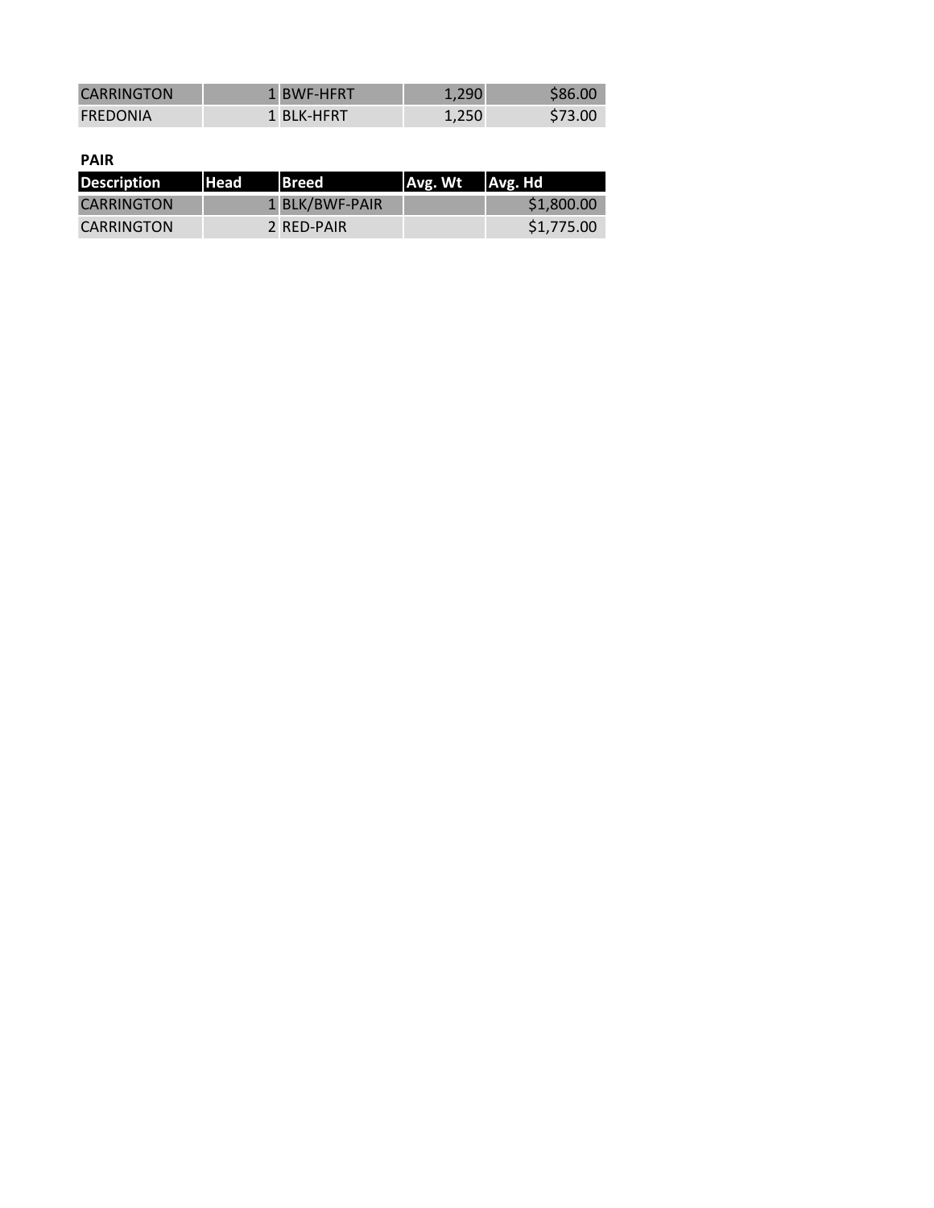| | | | | |
|---|---|---|---|---|
| CARRINGTON | 1 | BWF-HFRT | 1,290 | $86.00 |
| FREDONIA | 1 | BLK-HFRT | 1,250 | $73.00 |

**PAIR**

| Description | Head | Breed | Avg. Wt | Avg. Hd |
|---|---|---|---|---|
| CARRINGTON | 1 | BLK/BWF-PAIR | | $1,800.00 |
| CARRINGTON | 2 | RED-PAIR | | $1,775.00 |